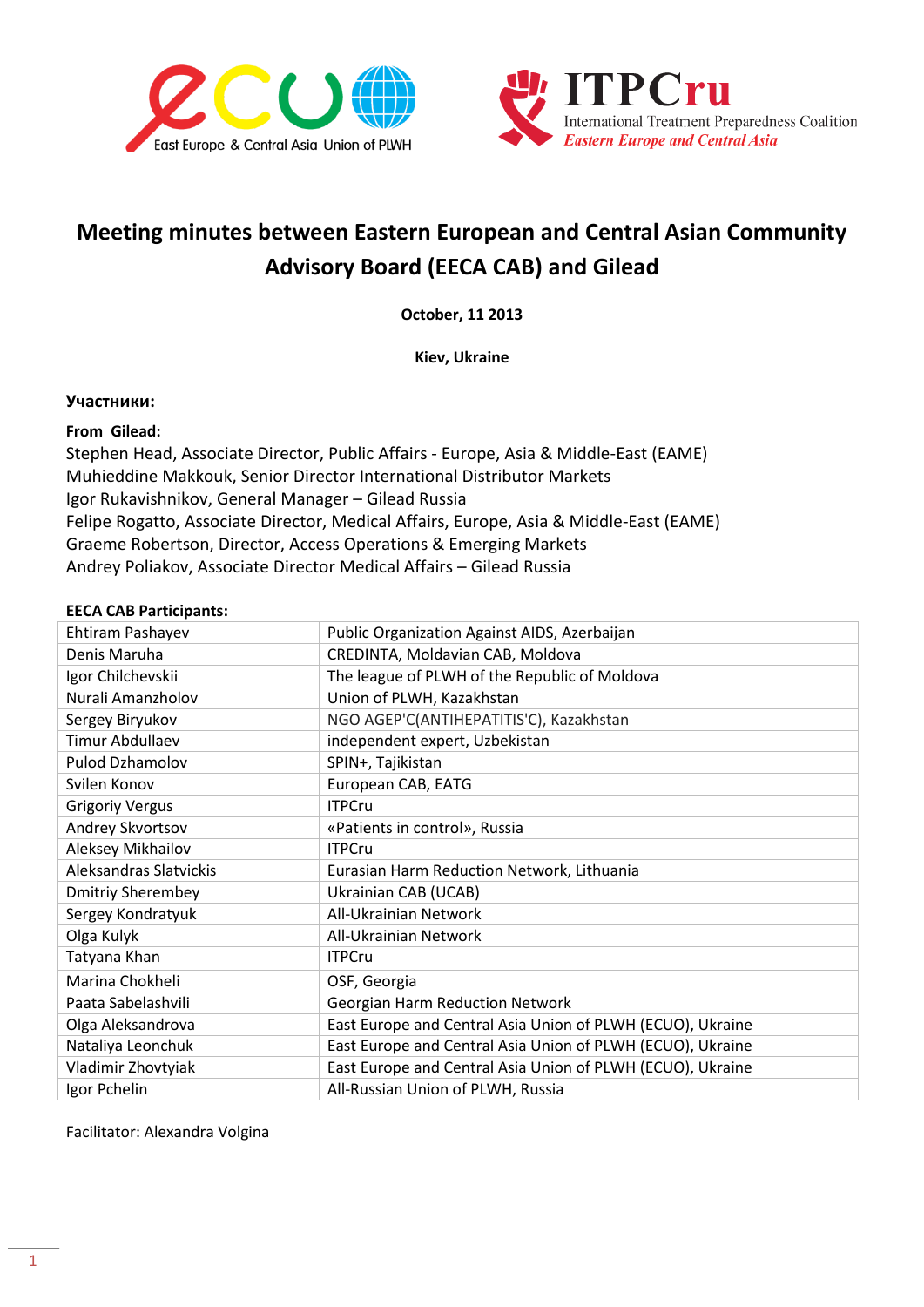# Meeting minutes between Eastern European and Central Asian Community Advisory Board (EECA CAB) and Gilead

**October, 11 2013**

**Kiev, Ukraine**

**Участники:**

**From Gilead:**

Stephen Head, Associate Director, Public Affairs - Europe, Asia & Middle-East (EAME)
Muhieddine Makkouk, Senior Director International Distributor Markets
Igor Rukavishnikov, General Manager – Gilead Russia
Felipe Rogatto, Associate Director, Medical Affairs, Europe, Asia & Middle-East (EAME)
Graeme Robertson, Director, Access Operations & Emerging Markets
Andrey Poliakov, Associate Director Medical Affairs – Gilead Russia

**EECA CAB Participants:**

| | |
|---|---|
| Ehtiram Pashayev | Public Organization Against AIDS, Azerbaijan |
| Denis Maruha | CREDINTA, Moldavian CAB, Moldova |
| Igor Chilchevskii | The league of PLWH of the Republic of Moldova |
| Nurali Amanzholov | Union of PLWH, Kazakhstan |
| Sergey Biryukov | NGO AGEP'C(ANTIHEPATITIS'C), Kazakhstan |
| Timur Abdullaev | independent expert, Uzbekistan |
| Pulod Dzhamolov | SPIN+, Tajikistan |
| Svilen Konov | European CAB, EATG |
| Grigoriy Vergus | ITPCru |
| Andrey Skvortsov | «Patients in control», Russia |
| Aleksey Mikhailov | ITPCru |
| Aleksandras Slatvickis | Eurasian Harm Reduction Network, Lithuania |
| Dmitriy Sherembey | Ukrainian CAB (UCAB) |
| Sergey Kondratyuk | All-Ukrainian Network |
| Olga Kulyk | All-Ukrainian Network |
| Tatyana Khan | ITPCru |
| Marina Chokheli | OSF, Georgia |
| Paata Sabelashvili | Georgian Harm Reduction Network |
| Olga Aleksandrova | East Europe and Central Asia Union of PLWH (ECUO), Ukraine |
| Nataliya Leonchuk | East Europe and Central Asia Union of PLWH (ECUO), Ukraine |
| Vladimir Zhovtyiak | East Europe and Central Asia Union of PLWH (ECUO), Ukraine |
| Igor Pchelin | All-Russian Union of PLWH, Russia |

Facilitator: Alexandra Volgina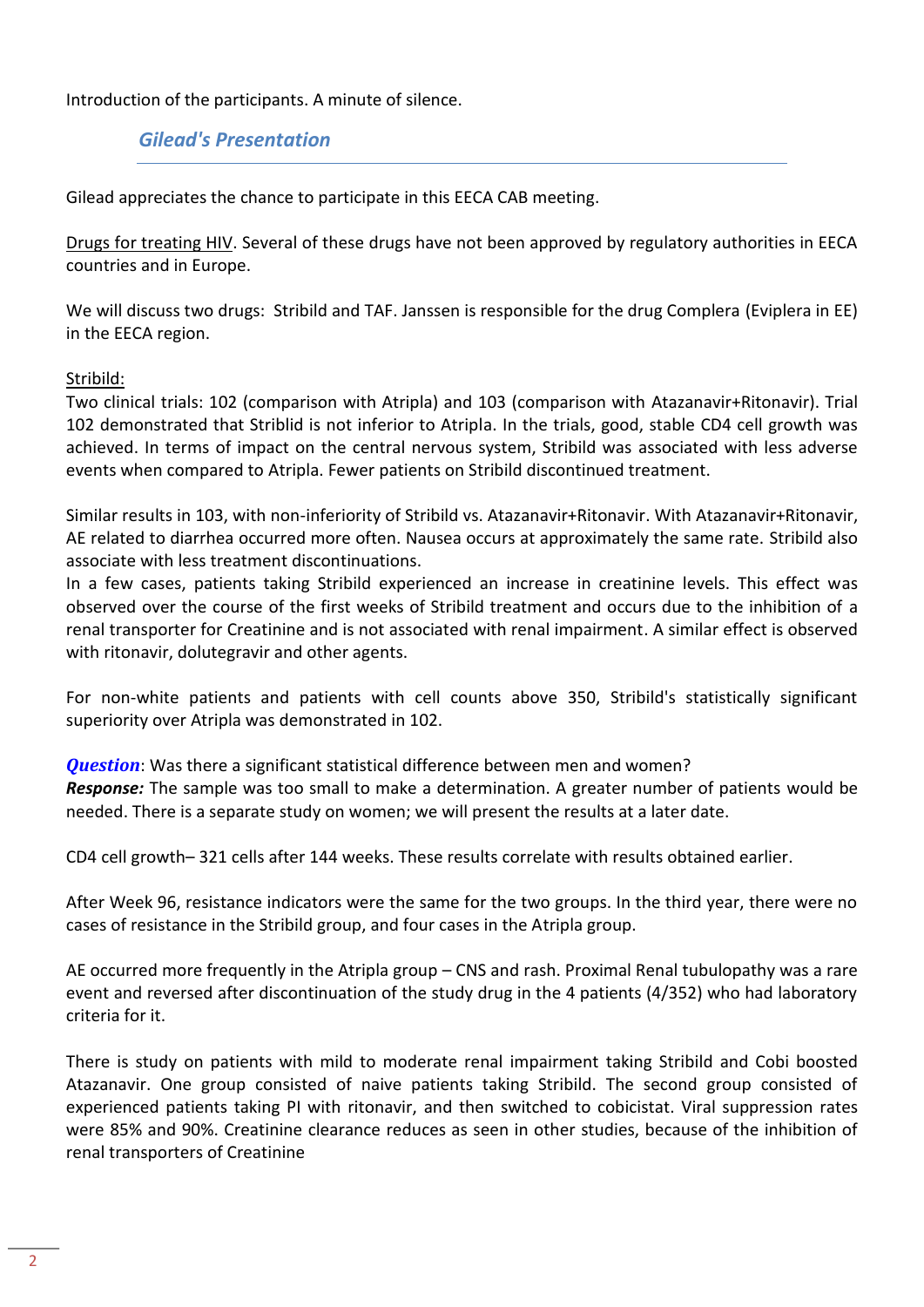Introduction of the participants. A minute of silence.

## *Gilead's Presentation*

Gilead appreciates the chance to participate in this EECA CAB meeting.

Drugs for treating HIV. Several of these drugs have not been approved by regulatory authorities in EECA countries and in Europe.

We will discuss two drugs: Stribild and TAF. Janssen is responsible for the drug Complera (Eviplera in EE) in the EECA region.

Stribild:

Two clinical trials: 102 (comparison with Atripla) and 103 (comparison with Atazanavir+Ritonavir). Trial 102 demonstrated that Striblid is not inferior to Atripla. In the trials, good, stable CD4 cell growth was achieved. In terms of impact on the central nervous system, Stribild was associated with less adverse events when compared to Atripla. Fewer patients on Stribild discontinued treatment.

Similar results in 103, with non-inferiority of Stribild vs. Atazanavir+Ritonavir. With Atazanavir+Ritonavir, AE related to diarrhea occurred more often. Nausea occurs at approximately the same rate. Stribild also associate with less treatment discontinuations.
In a few cases, patients taking Stribild experienced an increase in creatinine levels. This effect was observed over the course of the first weeks of Stribild treatment and occurs due to the inhibition of a renal transporter for Creatinine and is not associated with renal impairment. A similar effect is observed with ritonavir, dolutegravir and other agents.

For non-white patients and patients with cell counts above 350, Stribild's statistically significant superiority over Atripla was demonstrated in 102.

***Question***: Was there a significant statistical difference between men and women?
***Response:*** The sample was too small to make a determination. A greater number of patients would be needed. There is a separate study on women; we will present the results at a later date.

CD4 cell growth– 321 cells after 144 weeks. These results correlate with results obtained earlier.

After Week 96, resistance indicators were the same for the two groups. In the third year, there were no cases of resistance in the Stribild group, and four cases in the Atripla group.

AE occurred more frequently in the Atripla group – CNS and rash. Proximal Renal tubulopathy was a rare event and reversed after discontinuation of the study drug in the 4 patients (4/352) who had laboratory criteria for it.

There is study on patients with mild to moderate renal impairment taking Stribild and Cobi boosted Atazanavir. One group consisted of naive patients taking Stribild. The second group consisted of experienced patients taking PI with ritonavir, and then switched to cobicistat. Viral suppression rates were 85% and 90%. Creatinine clearance reduces as seen in other studies, because of the inhibition of renal transporters of Creatinine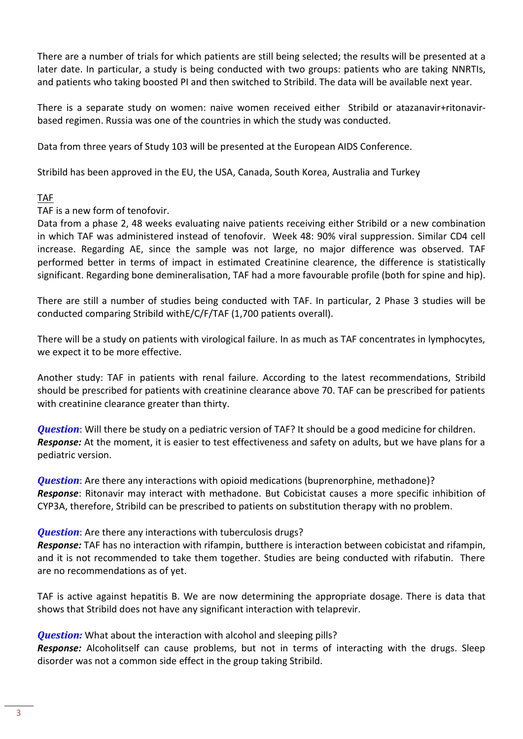There are a number of trials for which patients are still being selected; the results will be presented at a later date. In particular, a study is being conducted with two groups: patients who are taking NNRTIs, and patients who taking boosted PI and then switched to Stribild. The data will be available next year.

There is a separate study on women: naive women received either Stribild or atazanavir+ritonavir-based regimen. Russia was one of the countries in which the study was conducted.

Data from three years of Study 103 will be presented at the European AIDS Conference.

Stribild has been approved in the EU, the USA, Canada, South Korea, Australia and Turkey

TAF

TAF is a new form of tenofovir.

Data from a phase 2, 48 weeks evaluating naive patients receiving either Stribild or a new combination in which TAF was administered instead of tenofovir. Week 48: 90% viral suppression. Similar CD4 cell increase. Regarding AE, since the sample was not large, no major difference was observed. TAF performed better in terms of impact in estimated Creatinine clearence, the difference is statistically significant. Regarding bone demineralisation, TAF had a more favourable profile (both for spine and hip).

There are still a number of studies being conducted with TAF. In particular, 2 Phase 3 studies will be conducted comparing Stribild withE/C/F/TAF (1,700 patients overall).

There will be a study on patients with virological failure. In as much as TAF concentrates in lymphocytes, we expect it to be more effective.

Another study: TAF in patients with renal failure. According to the latest recommendations, Stribild should be prescribed for patients with creatinine clearance above 70. TAF can be prescribed for patients with creatinine clearance greater than thirty.

***Question***: Will there be study on a pediatric version of TAF? It should be a good medicine for children.
***Response:*** At the moment, it is easier to test effectiveness and safety on adults, but we have plans for a pediatric version.

***Question***: Are there any interactions with opioid medications (buprenorphine, methadone)?
***Response***: Ritonavir may interact with methadone. But Cobicistat causes a more specific inhibition of CYP3A, therefore, Stribild can be prescribed to patients on substitution therapy with no problem.

***Question***: Are there any interactions with tuberculosis drugs?
***Response:*** TAF has no interaction with rifampin, butthere is interaction between cobicistat and rifampin, and it is not recommended to take them together. Studies are being conducted with rifabutin. There are no recommendations as of yet.

TAF is active against hepatitis B. We are now determining the appropriate dosage. There is data that shows that Stribild does not have any significant interaction with telaprevir.

***Question:*** What about the interaction with alcohol and sleeping pills?
***Response:*** Alcoholitself can cause problems, but not in terms of interacting with the drugs. Sleep disorder was not a common side effect in the group taking Stribild.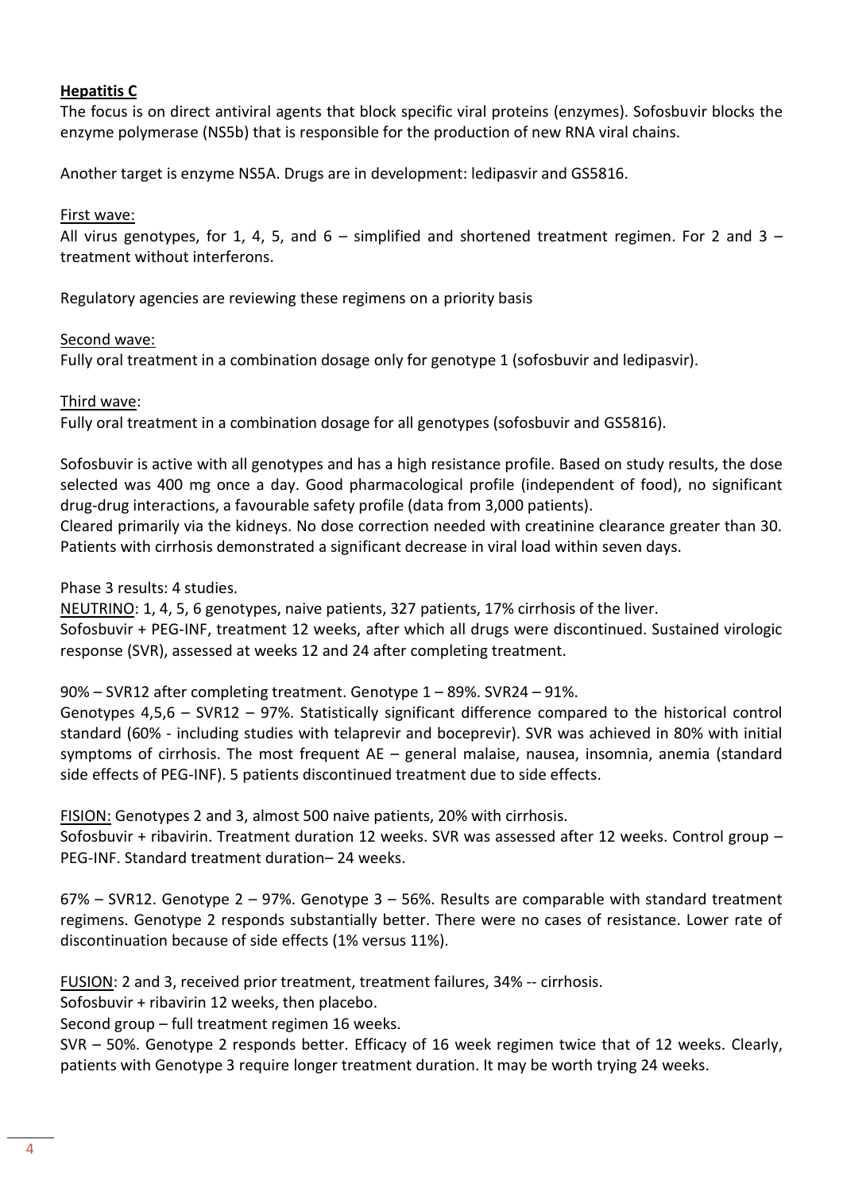**Hepatitis C**

The focus is on direct antiviral agents that block specific viral proteins (enzymes). Sofosbuvir blocks the enzyme polymerase (NS5b) that is responsible for the production of new RNA viral chains.

Another target is enzyme NS5A. Drugs are in development: ledipasvir and GS5816.

First wave:

All virus genotypes, for 1, 4, 5, and 6 – simplified and shortened treatment regimen. For 2 and 3 – treatment without interferons.

Regulatory agencies are reviewing these regimens on a priority basis

Second wave:

Fully oral treatment in a combination dosage only for genotype 1 (sofosbuvir and ledipasvir).

Third wave:

Fully oral treatment in a combination dosage for all genotypes (sofosbuvir and GS5816).

Sofosbuvir is active with all genotypes and has a high resistance profile. Based on study results, the dose selected was 400 mg once a day. Good pharmacological profile (independent of food), no significant drug-drug interactions, a favourable safety profile (data from 3,000 patients).
Cleared primarily via the kidneys. No dose correction needed with creatinine clearance greater than 30. Patients with cirrhosis demonstrated a significant decrease in viral load within seven days.

Phase 3 results: 4 studies.

NEUTRINO: 1, 4, 5, 6 genotypes, naive patients, 327 patients, 17% cirrhosis of the liver.
Sofosbuvir + PEG-INF, treatment 12 weeks, after which all drugs were discontinued. Sustained virologic response (SVR), assessed at weeks 12 and 24 after completing treatment.

90% – SVR12 after completing treatment. Genotype 1 – 89%. SVR24 – 91%.
Genotypes 4,5,6 – SVR12 – 97%. Statistically significant difference compared to the historical control standard (60% - including studies with telaprevir and boceprevir). SVR was achieved in 80% with initial symptoms of cirrhosis. The most frequent AE – general malaise, nausea, insomnia, anemia (standard side effects of PEG-INF). 5 patients discontinued treatment due to side effects.

FISION: Genotypes 2 and 3, almost 500 naive patients, 20% with cirrhosis.
Sofosbuvir + ribavirin. Treatment duration 12 weeks. SVR was assessed after 12 weeks. Control group – PEG-INF. Standard treatment duration– 24 weeks.

67% – SVR12. Genotype 2 – 97%. Genotype 3 – 56%. Results are comparable with standard treatment regimens. Genotype 2 responds substantially better. There were no cases of resistance. Lower rate of discontinuation because of side effects (1% versus 11%).

FUSION: 2 and 3, received prior treatment, treatment failures, 34% -- cirrhosis.
Sofosbuvir + ribavirin 12 weeks, then placebo.
Second group – full treatment regimen 16 weeks.
SVR – 50%. Genotype 2 responds better. Efficacy of 16 week regimen twice that of 12 weeks. Clearly, patients with Genotype 3 require longer treatment duration. It may be worth trying 24 weeks.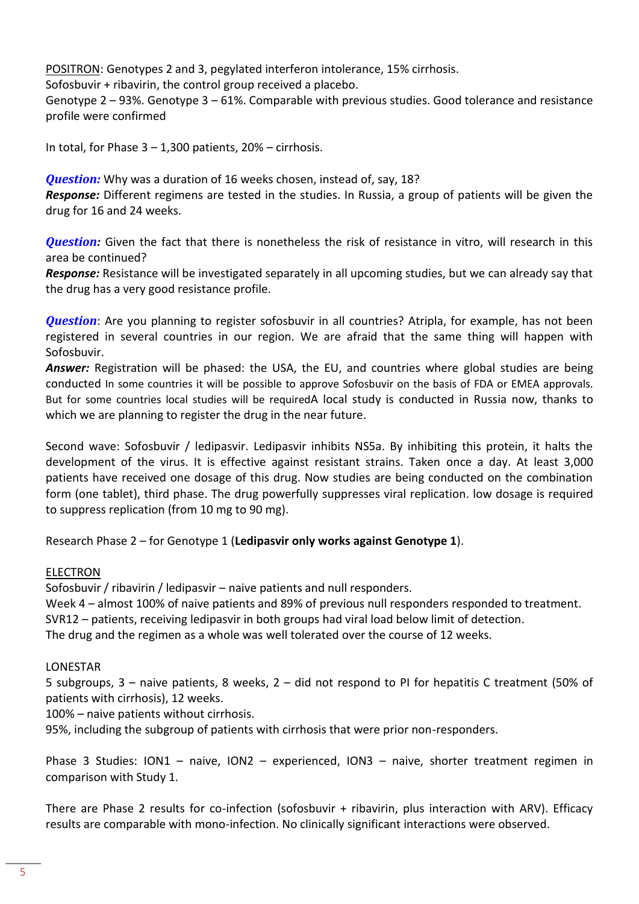POSITRON: Genotypes 2 and 3, pegylated interferon intolerance, 15% cirrhosis.
Sofosbuvir + ribavirin, the control group received a placebo.
Genotype 2 – 93%. Genotype 3 – 61%. Comparable with previous studies. Good tolerance and resistance profile were confirmed

In total, for Phase 3 – 1,300 patients, 20% – cirrhosis.

***Question:*** Why was a duration of 16 weeks chosen, instead of, say, 18?
***Response:*** Different regimens are tested in the studies. In Russia, a group of patients will be given the drug for 16 and 24 weeks.

***Question:*** Given the fact that there is nonetheless the risk of resistance in vitro, will research in this area be continued?
***Response:*** Resistance will be investigated separately in all upcoming studies, but we can already say that the drug has a very good resistance profile.

***Question***: Are you planning to register sofosbuvir in all countries? Atripla, for example, has not been registered in several countries in our region. We are afraid that the same thing will happen with Sofosbuvir.
***Answer:*** Registration will be phased: the USA, the EU, and countries where global studies are being conducted In some countries it will be possible to approve Sofosbuvir on the basis of FDA or EMEA approvals. But for some countries local studies will be requiredA local study is conducted in Russia now, thanks to which we are planning to register the drug in the near future.

Second wave: Sofosbuvir / ledipasvir. Ledipasvir inhibits NS5a. By inhibiting this protein, it halts the development of the virus. It is effective against resistant strains. Taken once a day. At least 3,000 patients have received one dosage of this drug. Now studies are being conducted on the combination form (one tablet), third phase. The drug powerfully suppresses viral replication. low dosage is required to suppress replication (from 10 mg to 90 mg).

Research Phase 2 – for Genotype 1 (**Ledipasvir only works against Genotype 1**).

ELECTRON
Sofosbuvir / ribavirin / ledipasvir – naive patients and null responders.
Week 4 – almost 100% of naive patients and 89% of previous null responders responded to treatment.
SVR12 – patients, receiving ledipasvir in both groups had viral load below limit of detection.
The drug and the regimen as a whole was well tolerated over the course of 12 weeks.

LONESTAR
5 subgroups, 3 – naive patients, 8 weeks, 2 – did not respond to PI for hepatitis C treatment (50% of patients with cirrhosis), 12 weeks.
100% – naive patients without cirrhosis.
95%, including the subgroup of patients with cirrhosis that were prior non-responders.

Phase 3 Studies: ION1 – naive, ION2 – experienced, ION3 – naive, shorter treatment regimen in comparison with Study 1.

There are Phase 2 results for co-infection (sofosbuvir + ribavirin, plus interaction with ARV). Efficacy results are comparable with mono-infection. No clinically significant interactions were observed.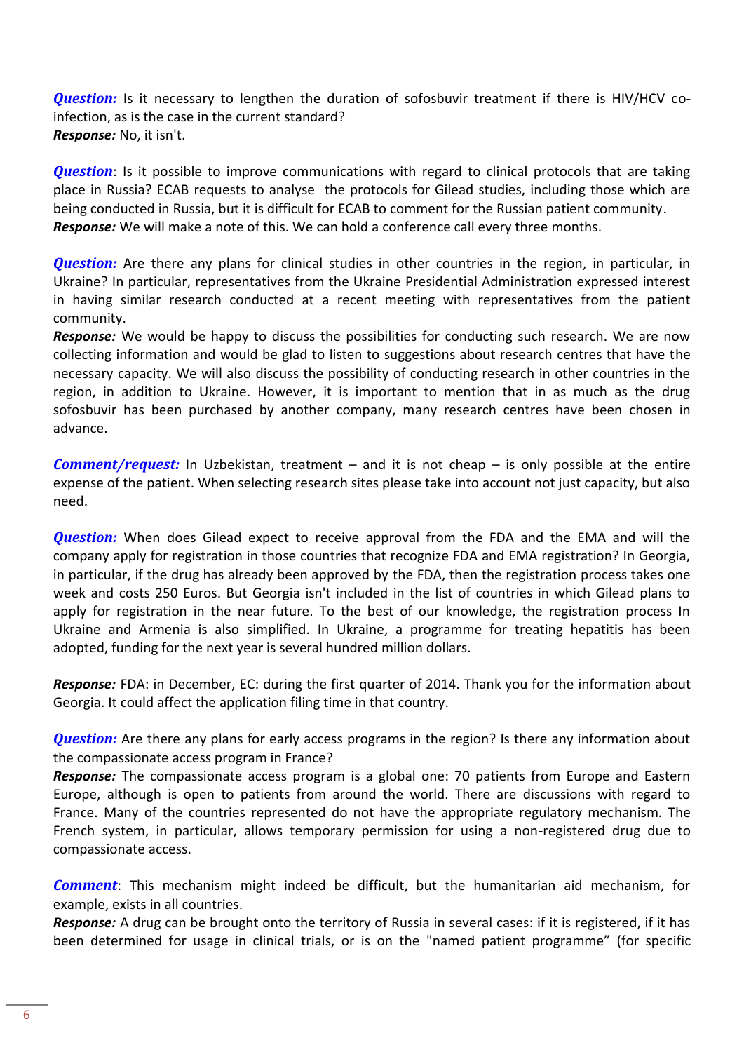***Question:*** Is it necessary to lengthen the duration of sofosbuvir treatment if there is HIV/HCV co-infection, as is the case in the current standard?
***Response:*** No, it isn't.

***Question***: Is it possible to improve communications with regard to clinical protocols that are taking place in Russia? ECAB requests to analyse the protocols for Gilead studies, including those which are being conducted in Russia, but it is difficult for ECAB to comment for the Russian patient community.
***Response:*** We will make a note of this. We can hold a conference call every three months.

***Question:*** Are there any plans for clinical studies in other countries in the region, in particular, in Ukraine? In particular, representatives from the Ukraine Presidential Administration expressed interest in having similar research conducted at a recent meeting with representatives from the patient community.
***Response:*** We would be happy to discuss the possibilities for conducting such research. We are now collecting information and would be glad to listen to suggestions about research centres that have the necessary capacity. We will also discuss the possibility of conducting research in other countries in the region, in addition to Ukraine. However, it is important to mention that in as much as the drug sofosbuvir has been purchased by another company, many research centres have been chosen in advance.

***Comment/request:*** In Uzbekistan, treatment – and it is not cheap – is only possible at the entire expense of the patient. When selecting research sites please take into account not just capacity, but also need.

***Question:*** When does Gilead expect to receive approval from the FDA and the EMA and will the company apply for registration in those countries that recognize FDA and EMA registration? In Georgia, in particular, if the drug has already been approved by the FDA, then the registration process takes one week and costs 250 Euros. But Georgia isn't included in the list of countries in which Gilead plans to apply for registration in the near future. To the best of our knowledge, the registration process In Ukraine and Armenia is also simplified. In Ukraine, a programme for treating hepatitis has been adopted, funding for the next year is several hundred million dollars.

***Response:*** FDA: in December, EC: during the first quarter of 2014. Thank you for the information about Georgia. It could affect the application filing time in that country.

***Question:*** Are there any plans for early access programs in the region? Is there any information about the compassionate access program in France?
***Response:*** The compassionate access program is a global one: 70 patients from Europe and Eastern Europe, although is open to patients from around the world. There are discussions with regard to France. Many of the countries represented do not have the appropriate regulatory mechanism. The French system, in particular, allows temporary permission for using a non-registered drug due to compassionate access.

***Comment***: This mechanism might indeed be difficult, but the humanitarian aid mechanism, for example, exists in all countries.
***Response:*** A drug can be brought onto the territory of Russia in several cases: if it is registered, if it has been determined for usage in clinical trials, or is on the "named patient programme" (for specific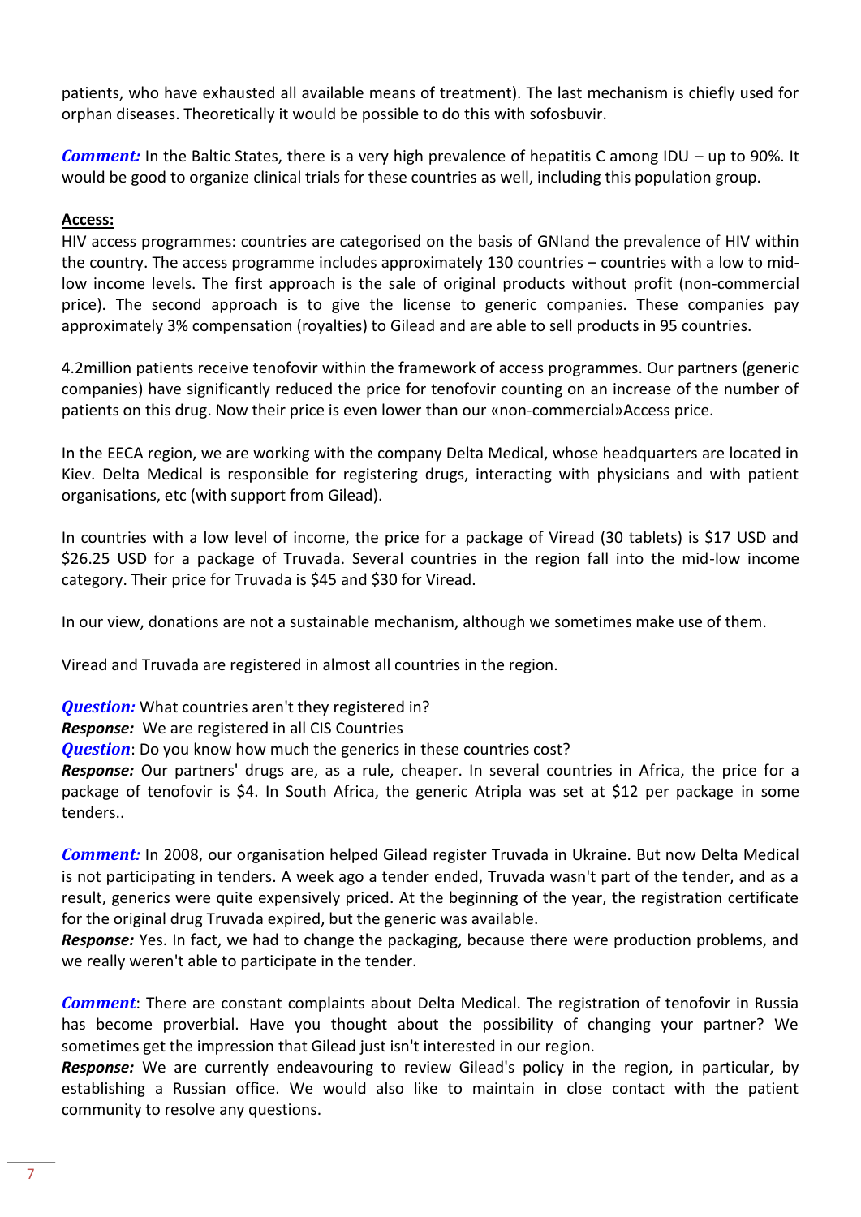patients, who have exhausted all available means of treatment). The last mechanism is chiefly used for orphan diseases. Theoretically it would be possible to do this with sofosbuvir.

***Comment:*** In the Baltic States, there is a very high prevalence of hepatitis C among IDU – up to 90%. It would be good to organize clinical trials for these countries as well, including this population group.

**Access:**

HIV access programmes: countries are categorised on the basis of GNIand the prevalence of HIV within the country. The access programme includes approximately 130 countries – countries with a low to mid-low income levels. The first approach is the sale of original products without profit (non-commercial price). The second approach is to give the license to generic companies. These companies pay approximately 3% compensation (royalties) to Gilead and are able to sell products in 95 countries.

4.2million patients receive tenofovir within the framework of access programmes. Our partners (generic companies) have significantly reduced the price for tenofovir counting on an increase of the number of patients on this drug. Now their price is even lower than our «non-commercial»Access price.

In the EECA region, we are working with the company Delta Medical, whose headquarters are located in Kiev. Delta Medical is responsible for registering drugs, interacting with physicians and with patient organisations, etc (with support from Gilead).

In countries with a low level of income, the price for a package of Viread (30 tablets) is $17 USD and $26.25 USD for a package of Truvada. Several countries in the region fall into the mid-low income category. Their price for Truvada is $45 and $30 for Viread.

In our view, donations are not a sustainable mechanism, although we sometimes make use of them.

Viread and Truvada are registered in almost all countries in the region.

***Question:*** What countries aren't they registered in?
***Response:*** We are registered in all CIS Countries
***Question***: Do you know how much the generics in these countries cost?
***Response:*** Our partners' drugs are, as a rule, cheaper. In several countries in Africa, the price for a package of tenofovir is $4. In South Africa, the generic Atripla was set at $12 per package in some tenders..

***Comment:*** In 2008, our organisation helped Gilead register Truvada in Ukraine. But now Delta Medical is not participating in tenders. A week ago a tender ended, Truvada wasn't part of the tender, and as a result, generics were quite expensively priced. At the beginning of the year, the registration certificate for the original drug Truvada expired, but the generic was available.
***Response:*** Yes. In fact, we had to change the packaging, because there were production problems, and we really weren't able to participate in the tender.

***Comment***: There are constant complaints about Delta Medical. The registration of tenofovir in Russia has become proverbial. Have you thought about the possibility of changing your partner? We sometimes get the impression that Gilead just isn't interested in our region.
***Response:*** We are currently endeavouring to review Gilead's policy in the region, in particular, by establishing a Russian office. We would also like to maintain in close contact with the patient community to resolve any questions.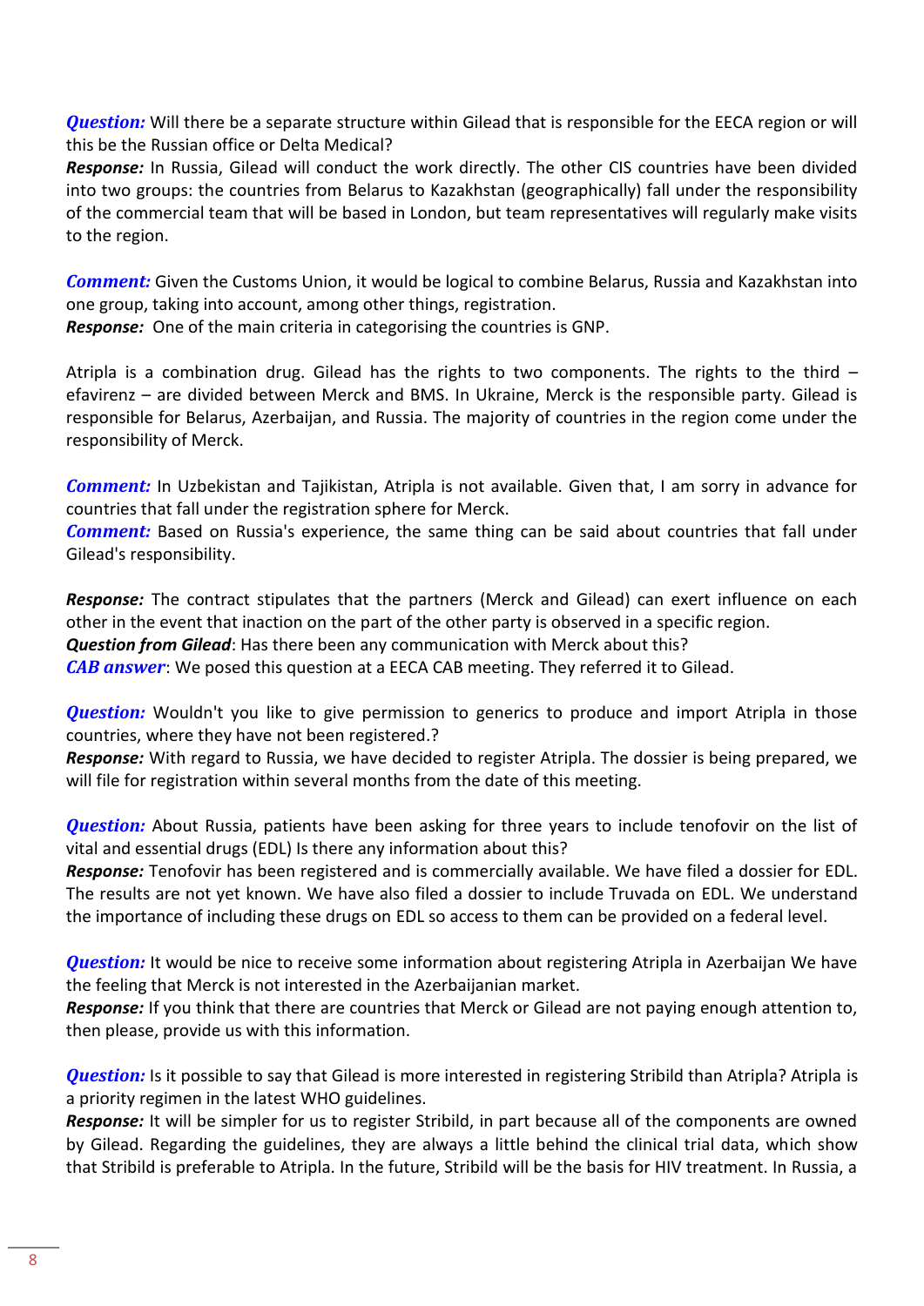***Question:*** Will there be a separate structure within Gilead that is responsible for the EECA region or will this be the Russian office or Delta Medical?
***Response:*** In Russia, Gilead will conduct the work directly. The other CIS countries have been divided into two groups: the countries from Belarus to Kazakhstan (geographically) fall under the responsibility of the commercial team that will be based in London, but team representatives will regularly make visits to the region.

***Comment:*** Given the Customs Union, it would be logical to combine Belarus, Russia and Kazakhstan into one group, taking into account, among other things, registration.
***Response:*** One of the main criteria in categorising the countries is GNP.

Atripla is a combination drug. Gilead has the rights to two components. The rights to the third – efavirenz – are divided between Merck and BMS. In Ukraine, Merck is the responsible party. Gilead is responsible for Belarus, Azerbaijan, and Russia. The majority of countries in the region come under the responsibility of Merck.

***Comment:*** In Uzbekistan and Tajikistan, Atripla is not available. Given that, I am sorry in advance for countries that fall under the registration sphere for Merck.
***Comment:*** Based on Russia's experience, the same thing can be said about countries that fall under Gilead's responsibility.

***Response:*** The contract stipulates that the partners (Merck and Gilead) can exert influence on each other in the event that inaction on the part of the other party is observed in a specific region.
***Question from Gilead***: Has there been any communication with Merck about this?
***CAB answer***: We posed this question at a EECA CAB meeting. They referred it to Gilead.

***Question:*** Wouldn't you like to give permission to generics to produce and import Atripla in those countries, where they have not been registered.?
***Response:*** With regard to Russia, we have decided to register Atripla. The dossier is being prepared, we will file for registration within several months from the date of this meeting.

***Question:*** About Russia, patients have been asking for three years to include tenofovir on the list of vital and essential drugs (EDL) Is there any information about this?
***Response:*** Tenofovir has been registered and is commercially available. We have filed a dossier for EDL. The results are not yet known. We have also filed a dossier to include Truvada on EDL. We understand the importance of including these drugs on EDL so access to them can be provided on a federal level.

***Question:*** It would be nice to receive some information about registering Atripla in Azerbaijan We have the feeling that Merck is not interested in the Azerbaijanian market.
***Response:*** If you think that there are countries that Merck or Gilead are not paying enough attention to, then please, provide us with this information.

***Question:*** Is it possible to say that Gilead is more interested in registering Stribild than Atripla? Atripla is a priority regimen in the latest WHO guidelines.
***Response:*** It will be simpler for us to register Stribild, in part because all of the components are owned by Gilead. Regarding the guidelines, they are always a little behind the clinical trial data, which show that Stribild is preferable to Atripla. In the future, Stribild will be the basis for HIV treatment. In Russia, a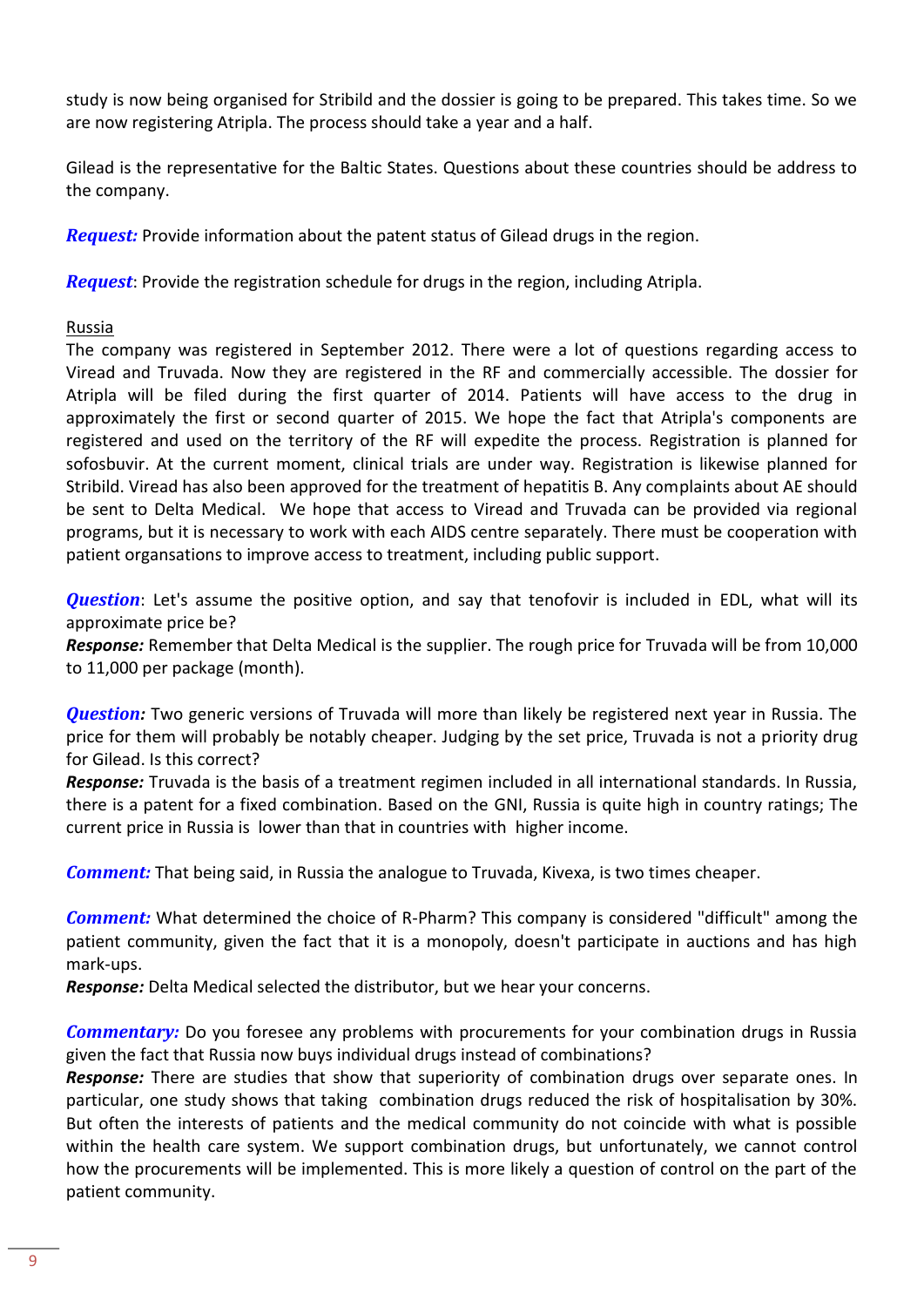study is now being organised for Stribild and the dossier is going to be prepared. This takes time. So we are now registering Atripla. The process should take a year and a half.

Gilead is the representative for the Baltic States. Questions about these countries should be address to the company.

***Request:*** Provide information about the patent status of Gilead drugs in the region.

***Request***: Provide the registration schedule for drugs in the region, including Atripla.

Russia

The company was registered in September 2012. There were a lot of questions regarding access to Viread and Truvada. Now they are registered in the RF and commercially accessible. The dossier for Atripla will be filed during the first quarter of 2014. Patients will have access to the drug in approximately the first or second quarter of 2015. We hope the fact that Atripla's components are registered and used on the territory of the RF will expedite the process. Registration is planned for sofosbuvir. At the current moment, clinical trials are under way. Registration is likewise planned for Stribild. Viread has also been approved for the treatment of hepatitis B. Any complaints about AE should be sent to Delta Medical. We hope that access to Viread and Truvada can be provided via regional programs, but it is necessary to work with each AIDS centre separately. There must be cooperation with patient organsations to improve access to treatment, including public support.

***Question***: Let's assume the positive option, and say that tenofovir is included in EDL, what will its approximate price be?
***Response:*** Remember that Delta Medical is the supplier. The rough price for Truvada will be from 10,000 to 11,000 per package (month).

***Question:*** Two generic versions of Truvada will more than likely be registered next year in Russia. The price for them will probably be notably cheaper. Judging by the set price, Truvada is not a priority drug for Gilead. Is this correct?
***Response:*** Truvada is the basis of a treatment regimen included in all international standards. In Russia, there is a patent for a fixed combination. Based on the GNI, Russia is quite high in country ratings; The current price in Russia is lower than that in countries with higher income.

***Comment:*** That being said, in Russia the analogue to Truvada, Kivexa, is two times cheaper.

***Comment:*** What determined the choice of R-Pharm? This company is considered "difficult" among the patient community, given the fact that it is a monopoly, doesn't participate in auctions and has high mark-ups.
***Response:*** Delta Medical selected the distributor, but we hear your concerns.

***Commentary:*** Do you foresee any problems with procurements for your combination drugs in Russia given the fact that Russia now buys individual drugs instead of combinations?
***Response:*** There are studies that show that superiority of combination drugs over separate ones. In particular, one study shows that taking combination drugs reduced the risk of hospitalisation by 30%. But often the interests of patients and the medical community do not coincide with what is possible within the health care system. We support combination drugs, but unfortunately, we cannot control how the procurements will be implemented. This is more likely a question of control on the part of the patient community.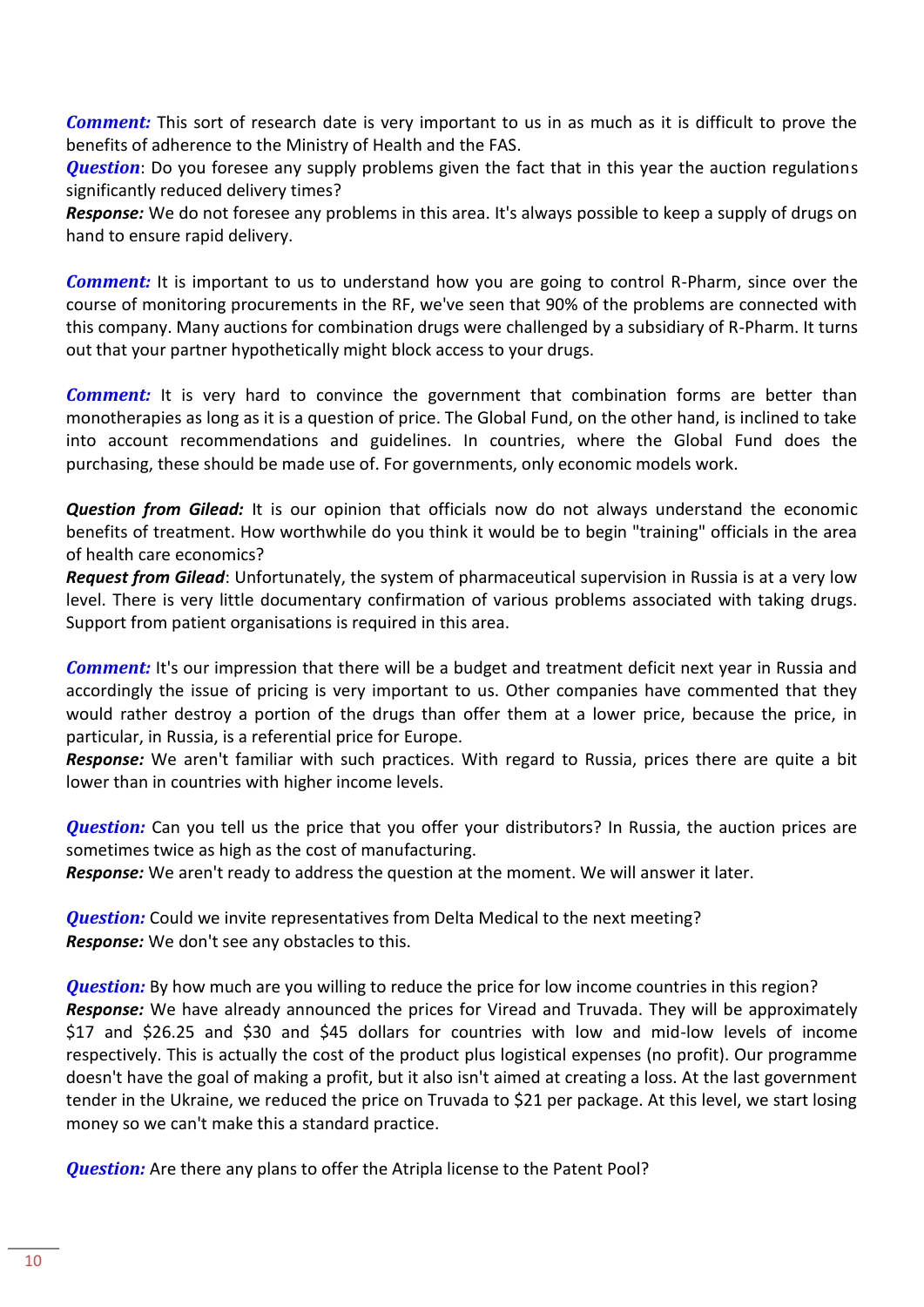***Comment:*** This sort of research date is very important to us in as much as it is difficult to prove the benefits of adherence to the Ministry of Health and the FAS.

***Question***: Do you foresee any supply problems given the fact that in this year the auction regulations significantly reduced delivery times?

***Response:*** We do not foresee any problems in this area. It's always possible to keep a supply of drugs on hand to ensure rapid delivery.

***Comment:*** It is important to us to understand how you are going to control R-Pharm, since over the course of monitoring procurements in the RF, we've seen that 90% of the problems are connected with this company. Many auctions for combination drugs were challenged by a subsidiary of R-Pharm. It turns out that your partner hypothetically might block access to your drugs.

***Comment:*** It is very hard to convince the government that combination forms are better than monotherapies as long as it is a question of price. The Global Fund, on the other hand, is inclined to take into account recommendations and guidelines. In countries, where the Global Fund does the purchasing, these should be made use of. For governments, only economic models work.

***Question from Gilead:*** It is our opinion that officials now do not always understand the economic benefits of treatment. How worthwhile do you think it would be to begin "training" officials in the area of health care economics?

***Request from Gilead***: Unfortunately, the system of pharmaceutical supervision in Russia is at a very low level. There is very little documentary confirmation of various problems associated with taking drugs. Support from patient organisations is required in this area.

***Comment:*** It's our impression that there will be a budget and treatment deficit next year in Russia and accordingly the issue of pricing is very important to us. Other companies have commented that they would rather destroy a portion of the drugs than offer them at a lower price, because the price, in particular, in Russia, is a referential price for Europe.

***Response:*** We aren't familiar with such practices. With regard to Russia, prices there are quite a bit lower than in countries with higher income levels.

***Question:*** Can you tell us the price that you offer your distributors? In Russia, the auction prices are sometimes twice as high as the cost of manufacturing.

***Response:*** We aren't ready to address the question at the moment. We will answer it later.

***Question:*** Could we invite representatives from Delta Medical to the next meeting?

***Response:*** We don't see any obstacles to this.

***Question:*** By how much are you willing to reduce the price for low income countries in this region?

***Response:*** We have already announced the prices for Viread and Truvada. They will be approximately $17 and $26.25 and $30 and $45 dollars for countries with low and mid-low levels of income respectively. This is actually the cost of the product plus logistical expenses (no profit). Our programme doesn't have the goal of making a profit, but it also isn't aimed at creating a loss. At the last government tender in the Ukraine, we reduced the price on Truvada to $21 per package. At this level, we start losing money so we can't make this a standard practice.

***Question:*** Are there any plans to offer the Atripla license to the Patent Pool?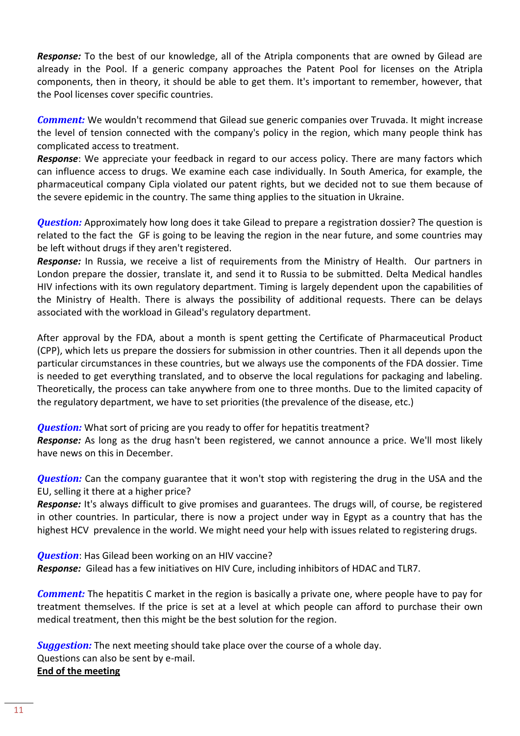***Response:*** To the best of our knowledge, all of the Atripla components that are owned by Gilead are already in the Pool. If a generic company approaches the Patent Pool for licenses on the Atripla components, then in theory, it should be able to get them. It's important to remember, however, that the Pool licenses cover specific countries.

***Comment:*** We wouldn't recommend that Gilead sue generic companies over Truvada. It might increase the level of tension connected with the company's policy in the region, which many people think has complicated access to treatment.

***Response***: We appreciate your feedback in regard to our access policy. There are many factors which can influence access to drugs. We examine each case individually. In South America, for example, the pharmaceutical company Cipla violated our patent rights, but we decided not to sue them because of the severe epidemic in the country. The same thing applies to the situation in Ukraine.

***Question:*** Approximately how long does it take Gilead to prepare a registration dossier? The question is related to the fact the GF is going to be leaving the region in the near future, and some countries may be left without drugs if they aren't registered.

***Response:*** In Russia, we receive a list of requirements from the Ministry of Health. Our partners in London prepare the dossier, translate it, and send it to Russia to be submitted. Delta Medical handles HIV infections with its own regulatory department. Timing is largely dependent upon the capabilities of the Ministry of Health. There is always the possibility of additional requests. There can be delays associated with the workload in Gilead's regulatory department.

After approval by the FDA, about a month is spent getting the Certificate of Pharmaceutical Product (CPP), which lets us prepare the dossiers for submission in other countries. Then it all depends upon the particular circumstances in these countries, but we always use the components of the FDA dossier. Time is needed to get everything translated, and to observe the local regulations for packaging and labeling. Theoretically, the process can take anywhere from one to three months. Due to the limited capacity of the regulatory department, we have to set priorities (the prevalence of the disease, etc.)

***Question:*** What sort of pricing are you ready to offer for hepatitis treatment?

***Response:*** As long as the drug hasn't been registered, we cannot announce a price. We'll most likely have news on this in December.

***Question:*** Can the company guarantee that it won't stop with registering the drug in the USA and the EU, selling it there at a higher price?

***Response:*** It's always difficult to give promises and guarantees. The drugs will, of course, be registered in other countries. In particular, there is now a project under way in Egypt as a country that has the highest HCV prevalence in the world. We might need your help with issues related to registering drugs.

***Question***: Has Gilead been working on an HIV vaccine?

***Response:*** Gilead has a few initiatives on HIV Cure, including inhibitors of HDAC and TLR7.

***Comment:*** The hepatitis C market in the region is basically a private one, where people have to pay for treatment themselves. If the price is set at a level at which people can afford to purchase their own medical treatment, then this might be the best solution for the region.

***Suggestion:*** The next meeting should take place over the course of a whole day.
Questions can also be sent by e-mail.

**End of the meeting**